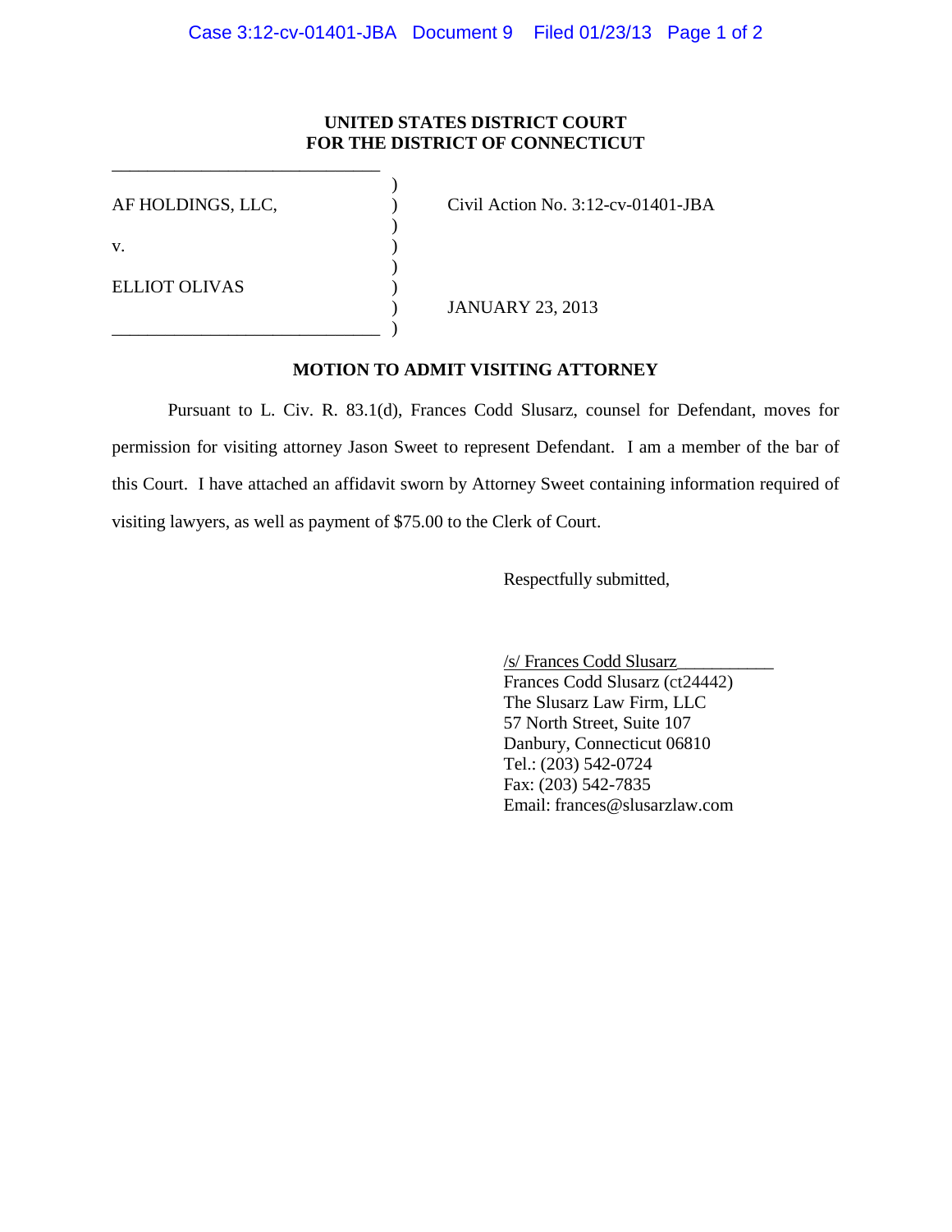**UNITED STATES DISTRICT COURT**
**FOR THE DISTRICT OF CONNECTICUT**

| | | |
|---|---|---|
| AF HOLDINGS, LLC, | ) | Civil Action No. 3:12-cv-01401-JBA |
| v. | ) | |
| ELLIOT OLIVAS | ) | JANUARY 23, 2013 |

**MOTION TO ADMIT VISITING ATTORNEY**

Pursuant to L. Civ. R. 83.1(d), Frances Codd Slusarz, counsel for Defendant, moves for permission for visiting attorney Jason Sweet to represent Defendant. I am a member of the bar of this Court. I have attached an affidavit sworn by Attorney Sweet containing information required of visiting lawyers, as well as payment of $75.00 to the Clerk of Court.

Respectfully submitted,

/s/ Frances Codd Slusarz
Frances Codd Slusarz (ct24442)
The Slusarz Law Firm, LLC
57 North Street, Suite 107
Danbury, Connecticut 06810
Tel.: (203) 542-0724
Fax: (203) 542-7835
Email: frances@slusarzlaw.com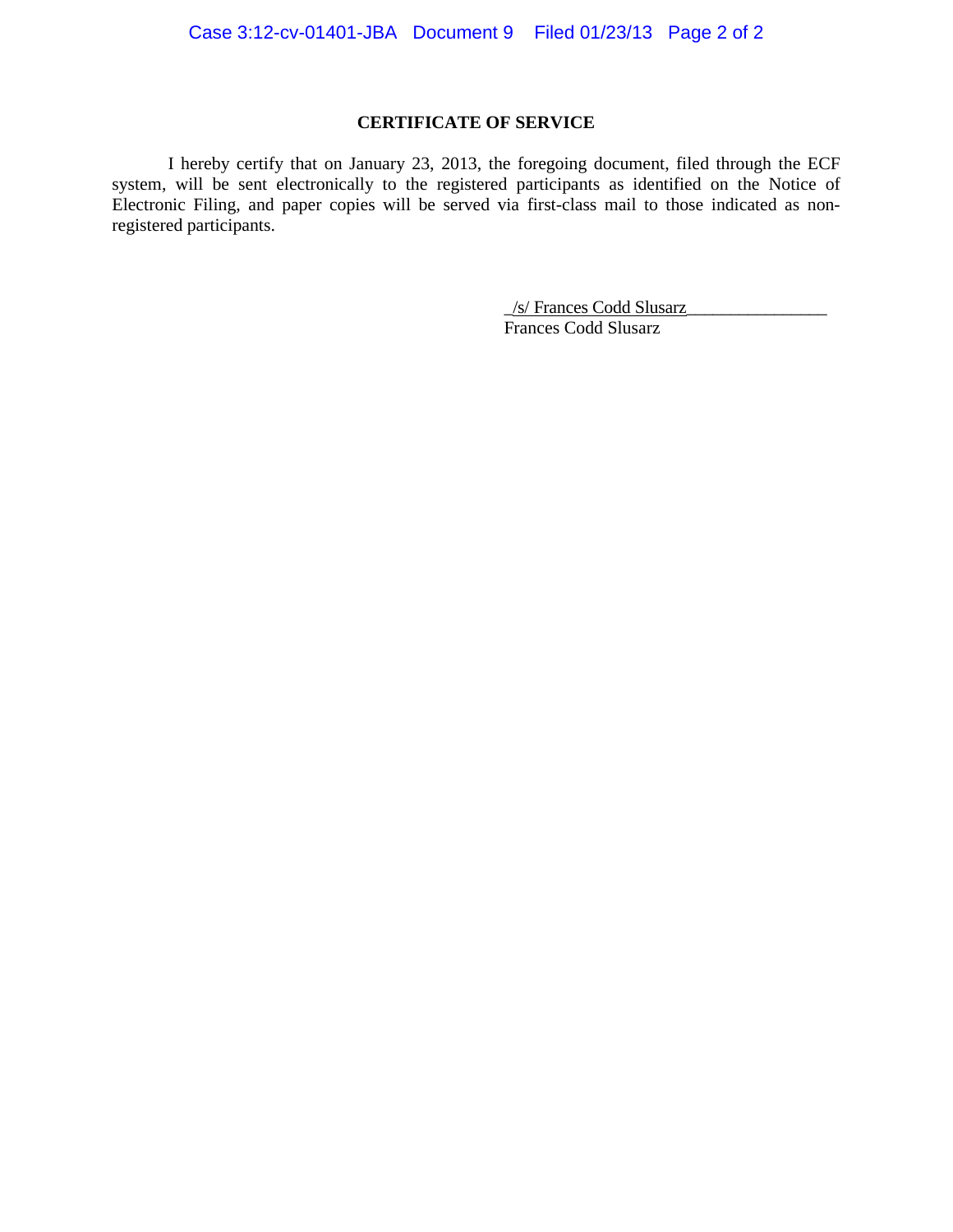## CERTIFICATE OF SERVICE

I hereby certify that on January 23, 2013, the foregoing document, filed through the ECF system, will be sent electronically to the registered participants as identified on the Notice of Electronic Filing, and paper copies will be served via first-class mail to those indicated as non-registered participants.

/s/ Frances Codd Slusarz
Frances Codd Slusarz